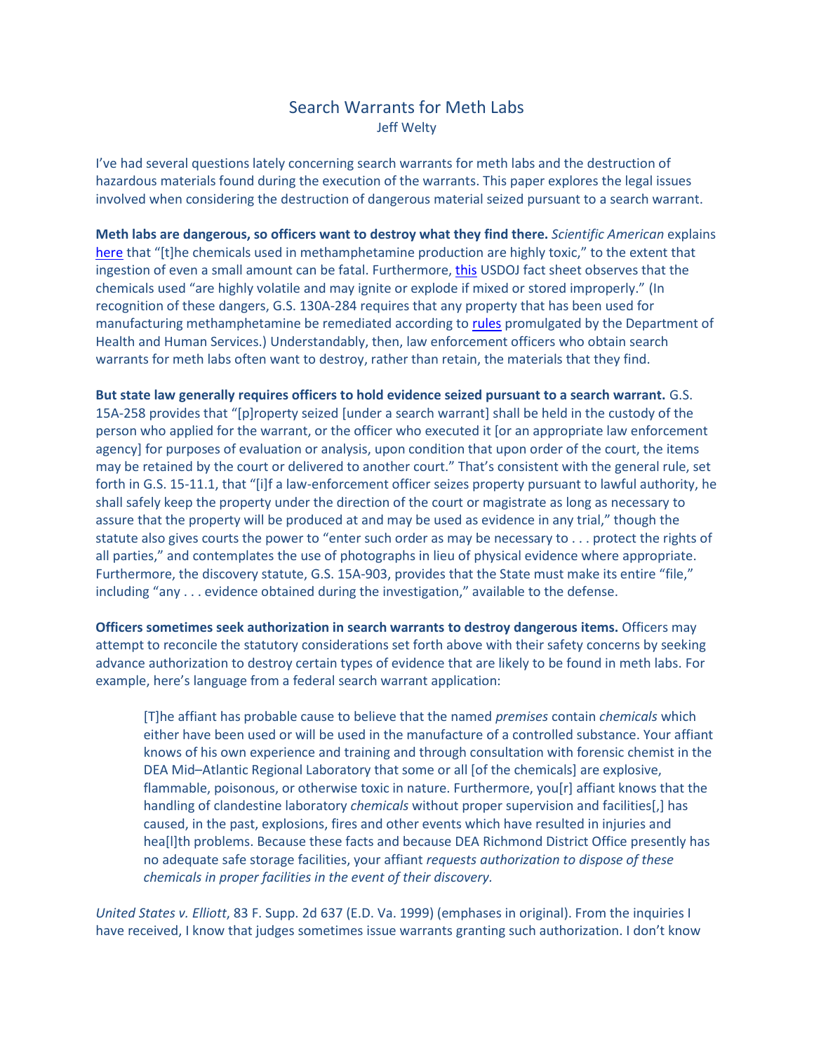# Search Warrants for Meth Labs

Jeff Welty

I've had several questions lately concerning search warrants for meth labs and the destruction of hazardous materials found during the execution of the warrants. This paper explores the legal issues involved when considering the destruction of dangerous material seized pursuant to a search warrant.

**Meth labs are dangerous, so officers want to destroy what they find there.** *Scientific American* explains here that "[t]he chemicals used in methamphetamine production are highly toxic," to the extent that ingestion of even a small amount can be fatal. Furthermore, this USDOJ fact sheet observes that the chemicals used "are highly volatile and may ignite or explode if mixed or stored improperly." (In recognition of these dangers, G.S. 130A-284 requires that any property that has been used for manufacturing methamphetamine be remediated according to rules promulgated by the Department of Health and Human Services.) Understandably, then, law enforcement officers who obtain search warrants for meth labs often want to destroy, rather than retain, the materials that they find.

**But state law generally requires officers to hold evidence seized pursuant to a search warrant.** G.S. 15A-258 provides that "[p]roperty seized [under a search warrant] shall be held in the custody of the person who applied for the warrant, or the officer who executed it [or an appropriate law enforcement agency] for purposes of evaluation or analysis, upon condition that upon order of the court, the items may be retained by the court or delivered to another court." That's consistent with the general rule, set forth in G.S. 15-11.1, that "[i]f a law-enforcement officer seizes property pursuant to lawful authority, he shall safely keep the property under the direction of the court or magistrate as long as necessary to assure that the property will be produced at and may be used as evidence in any trial," though the statute also gives courts the power to "enter such order as may be necessary to . . . protect the rights of all parties," and contemplates the use of photographs in lieu of physical evidence where appropriate. Furthermore, the discovery statute, G.S. 15A-903, provides that the State must make its entire "file," including "any . . . evidence obtained during the investigation," available to the defense.

**Officers sometimes seek authorization in search warrants to destroy dangerous items.** Officers may attempt to reconcile the statutory considerations set forth above with their safety concerns by seeking advance authorization to destroy certain types of evidence that are likely to be found in meth labs. For example, here's language from a federal search warrant application:

> [T]he affiant has probable cause to believe that the named *premises* contain *chemicals* which either have been used or will be used in the manufacture of a controlled substance. Your affiant knows of his own experience and training and through consultation with forensic chemist in the DEA Mid–Atlantic Regional Laboratory that some or all [of the chemicals] are explosive, flammable, poisonous, or otherwise toxic in nature. Furthermore, you[r] affiant knows that the handling of clandestine laboratory *chemicals* without proper supervision and facilities[,] has caused, in the past, explosions, fires and other events which have resulted in injuries and hea[l]th problems. Because these facts and because DEA Richmond District Office presently has no adequate safe storage facilities, your affiant *requests authorization to dispose of these chemicals in proper facilities in the event of their discovery.*

*United States v. Elliott*, 83 F. Supp. 2d 637 (E.D. Va. 1999) (emphases in original). From the inquiries I have received, I know that judges sometimes issue warrants granting such authorization. I don't know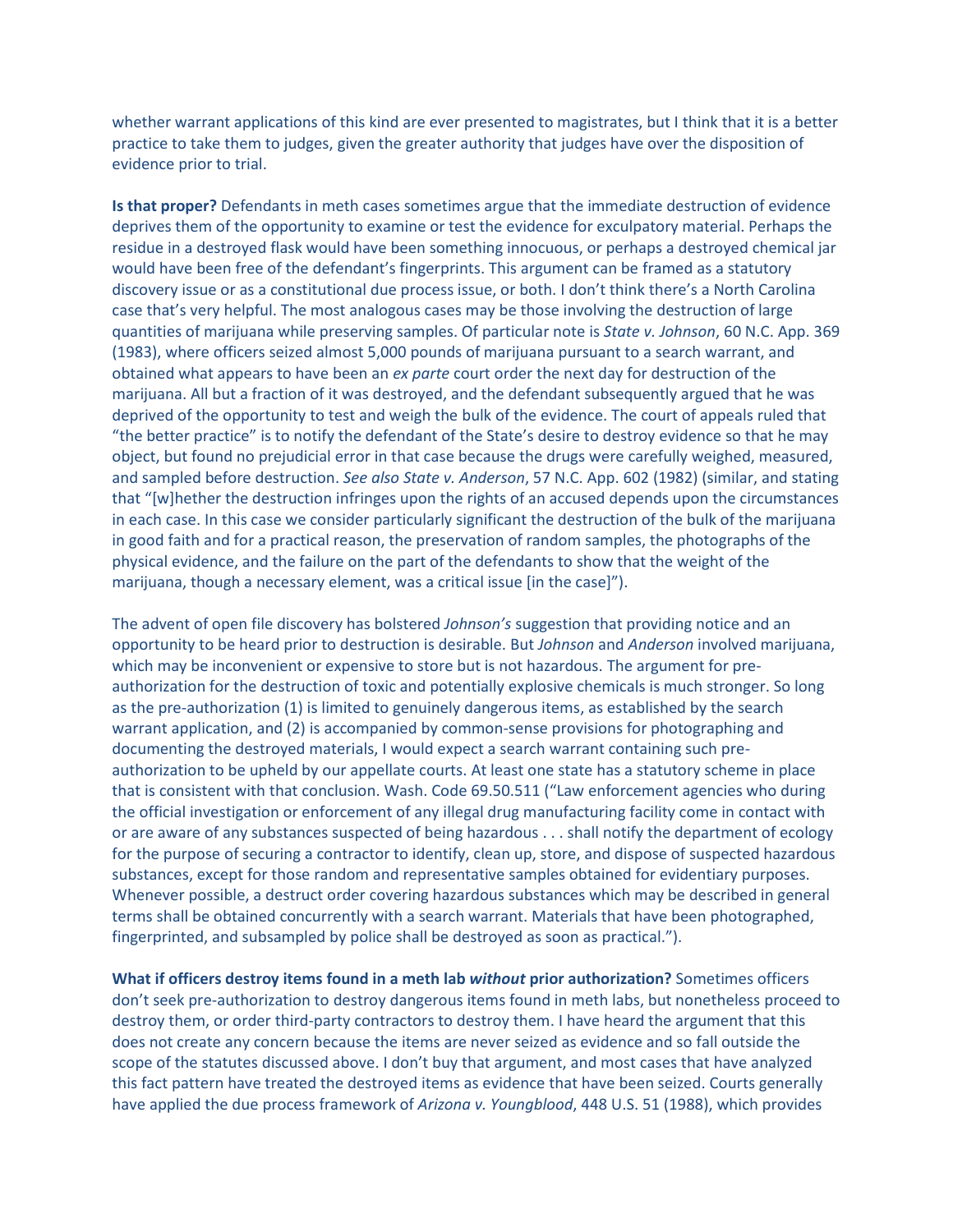whether warrant applications of this kind are ever presented to magistrates, but I think that it is a better practice to take them to judges, given the greater authority that judges have over the disposition of evidence prior to trial.

**Is that proper?** Defendants in meth cases sometimes argue that the immediate destruction of evidence deprives them of the opportunity to examine or test the evidence for exculpatory material. Perhaps the residue in a destroyed flask would have been something innocuous, or perhaps a destroyed chemical jar would have been free of the defendant's fingerprints. This argument can be framed as a statutory discovery issue or as a constitutional due process issue, or both. I don't think there's a North Carolina case that's very helpful. The most analogous cases may be those involving the destruction of large quantities of marijuana while preserving samples. Of particular note is *State v. Johnson*, 60 N.C. App. 369 (1983), where officers seized almost 5,000 pounds of marijuana pursuant to a search warrant, and obtained what appears to have been an *ex parte* court order the next day for destruction of the marijuana. All but a fraction of it was destroyed, and the defendant subsequently argued that he was deprived of the opportunity to test and weigh the bulk of the evidence. The court of appeals ruled that "the better practice" is to notify the defendant of the State's desire to destroy evidence so that he may object, but found no prejudicial error in that case because the drugs were carefully weighed, measured, and sampled before destruction. *See also State v. Anderson*, 57 N.C. App. 602 (1982) (similar, and stating that "[w]hether the destruction infringes upon the rights of an accused depends upon the circumstances in each case. In this case we consider particularly significant the destruction of the bulk of the marijuana in good faith and for a practical reason, the preservation of random samples, the photographs of the physical evidence, and the failure on the part of the defendants to show that the weight of the marijuana, though a necessary element, was a critical issue [in the case]").

The advent of open file discovery has bolstered *Johnson's* suggestion that providing notice and an opportunity to be heard prior to destruction is desirable. But *Johnson* and *Anderson* involved marijuana, which may be inconvenient or expensive to store but is not hazardous. The argument for pre-authorization for the destruction of toxic and potentially explosive chemicals is much stronger. So long as the pre-authorization (1) is limited to genuinely dangerous items, as established by the search warrant application, and (2) is accompanied by common-sense provisions for photographing and documenting the destroyed materials, I would expect a search warrant containing such pre-authorization to be upheld by our appellate courts. At least one state has a statutory scheme in place that is consistent with that conclusion. Wash. Code 69.50.511 ("Law enforcement agencies who during the official investigation or enforcement of any illegal drug manufacturing facility come in contact with or are aware of any substances suspected of being hazardous . . . shall notify the department of ecology for the purpose of securing a contractor to identify, clean up, store, and dispose of suspected hazardous substances, except for those random and representative samples obtained for evidentiary purposes. Whenever possible, a destruct order covering hazardous substances which may be described in general terms shall be obtained concurrently with a search warrant. Materials that have been photographed, fingerprinted, and subsampled by police shall be destroyed as soon as practical.").

**What if officers destroy items found in a meth lab *without* prior authorization?** Sometimes officers don't seek pre-authorization to destroy dangerous items found in meth labs, but nonetheless proceed to destroy them, or order third-party contractors to destroy them. I have heard the argument that this does not create any concern because the items are never seized as evidence and so fall outside the scope of the statutes discussed above. I don't buy that argument, and most cases that have analyzed this fact pattern have treated the destroyed items as evidence that have been seized. Courts generally have applied the due process framework of *Arizona v. Youngblood*, 448 U.S. 51 (1988), which provides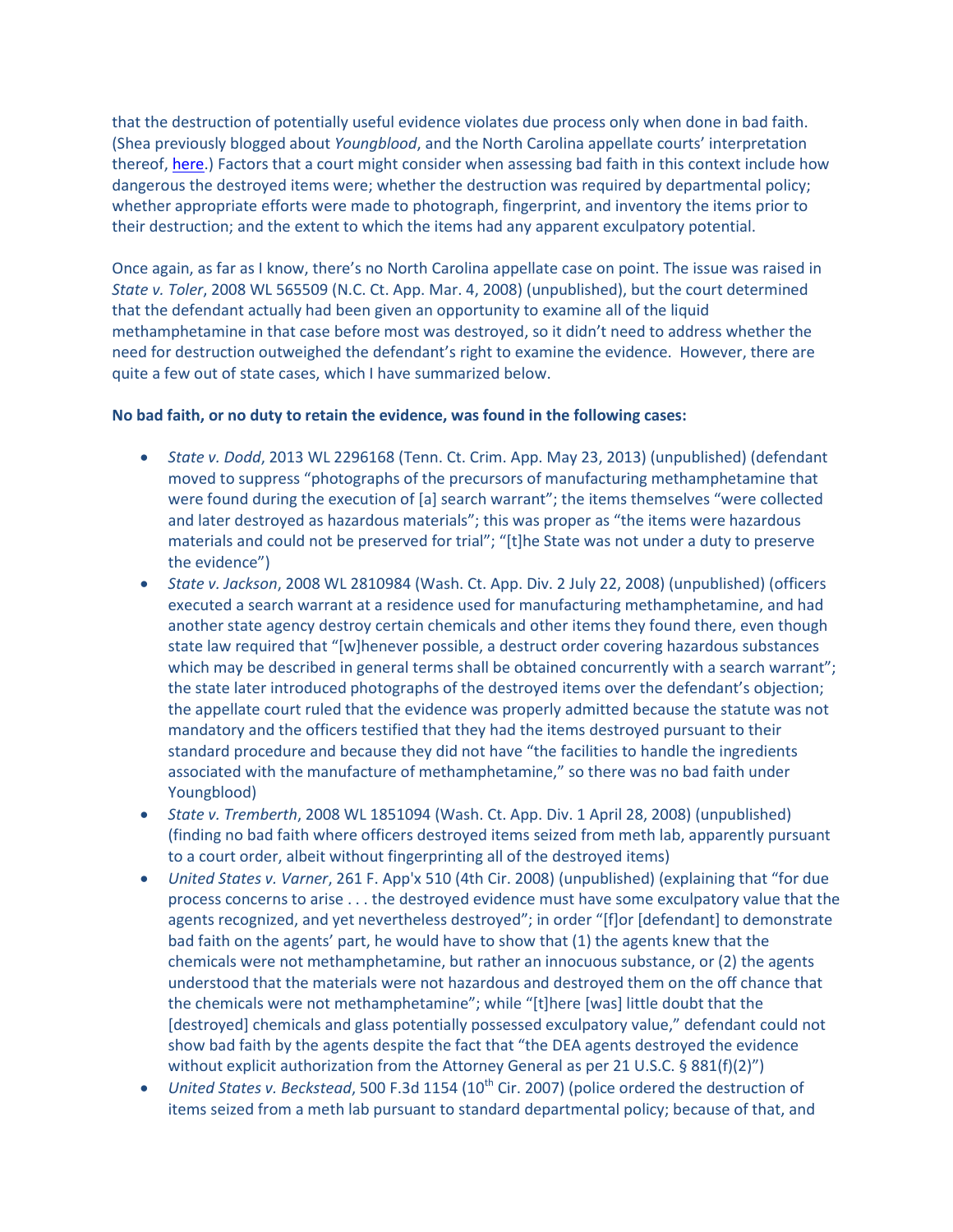that the destruction of potentially useful evidence violates due process only when done in bad faith. (Shea previously blogged about *Youngblood*, and the North Carolina appellate courts' interpretation thereof, [here](#).) Factors that a court might consider when assessing bad faith in this context include how dangerous the destroyed items were; whether the destruction was required by departmental policy; whether appropriate efforts were made to photograph, fingerprint, and inventory the items prior to their destruction; and the extent to which the items had any apparent exculpatory potential.

Once again, as far as I know, there's no North Carolina appellate case on point. The issue was raised in *State v. Toler*, 2008 WL 565509 (N.C. Ct. App. Mar. 4, 2008) (unpublished), but the court determined that the defendant actually had been given an opportunity to examine all of the liquid methamphetamine in that case before most was destroyed, so it didn't need to address whether the need for destruction outweighed the defendant's right to examine the evidence. However, there are quite a few out of state cases, which I have summarized below.

**No bad faith, or no duty to retain the evidence, was found in the following cases:**

- *State v. Dodd*, 2013 WL 2296168 (Tenn. Ct. Crim. App. May 23, 2013) (unpublished) (defendant moved to suppress "photographs of the precursors of manufacturing methamphetamine that were found during the execution of [a] search warrant"; the items themselves "were collected and later destroyed as hazardous materials"; this was proper as "the items were hazardous materials and could not be preserved for trial"; "[t]he State was not under a duty to preserve the evidence")
- *State v. Jackson*, 2008 WL 2810984 (Wash. Ct. App. Div. 2 July 22, 2008) (unpublished) (officers executed a search warrant at a residence used for manufacturing methamphetamine, and had another state agency destroy certain chemicals and other items they found there, even though state law required that "[w]henever possible, a destruct order covering hazardous substances which may be described in general terms shall be obtained concurrently with a search warrant"; the state later introduced photographs of the destroyed items over the defendant's objection; the appellate court ruled that the evidence was properly admitted because the statute was not mandatory and the officers testified that they had the items destroyed pursuant to their standard procedure and because they did not have "the facilities to handle the ingredients associated with the manufacture of methamphetamine," so there was no bad faith under Youngblood)
- *State v. Tremberth*, 2008 WL 1851094 (Wash. Ct. App. Div. 1 April 28, 2008) (unpublished) (finding no bad faith where officers destroyed items seized from meth lab, apparently pursuant to a court order, albeit without fingerprinting all of the destroyed items)
- *United States v. Varner*, 261 F. App'x 510 (4th Cir. 2008) (unpublished) (explaining that "for due process concerns to arise . . . the destroyed evidence must have some exculpatory value that the agents recognized, and yet nevertheless destroyed"; in order "[f]or [defendant] to demonstrate bad faith on the agents' part, he would have to show that (1) the agents knew that the chemicals were not methamphetamine, but rather an innocuous substance, or (2) the agents understood that the materials were not hazardous and destroyed them on the off chance that the chemicals were not methamphetamine"; while "[t]here [was] little doubt that the [destroyed] chemicals and glass potentially possessed exculpatory value," defendant could not show bad faith by the agents despite the fact that "the DEA agents destroyed the evidence without explicit authorization from the Attorney General as per 21 U.S.C. § 881(f)(2)")
- *United States v. Beckstead*, 500 F.3d 1154 (10th Cir. 2007) (police ordered the destruction of items seized from a meth lab pursuant to standard departmental policy; because of that, and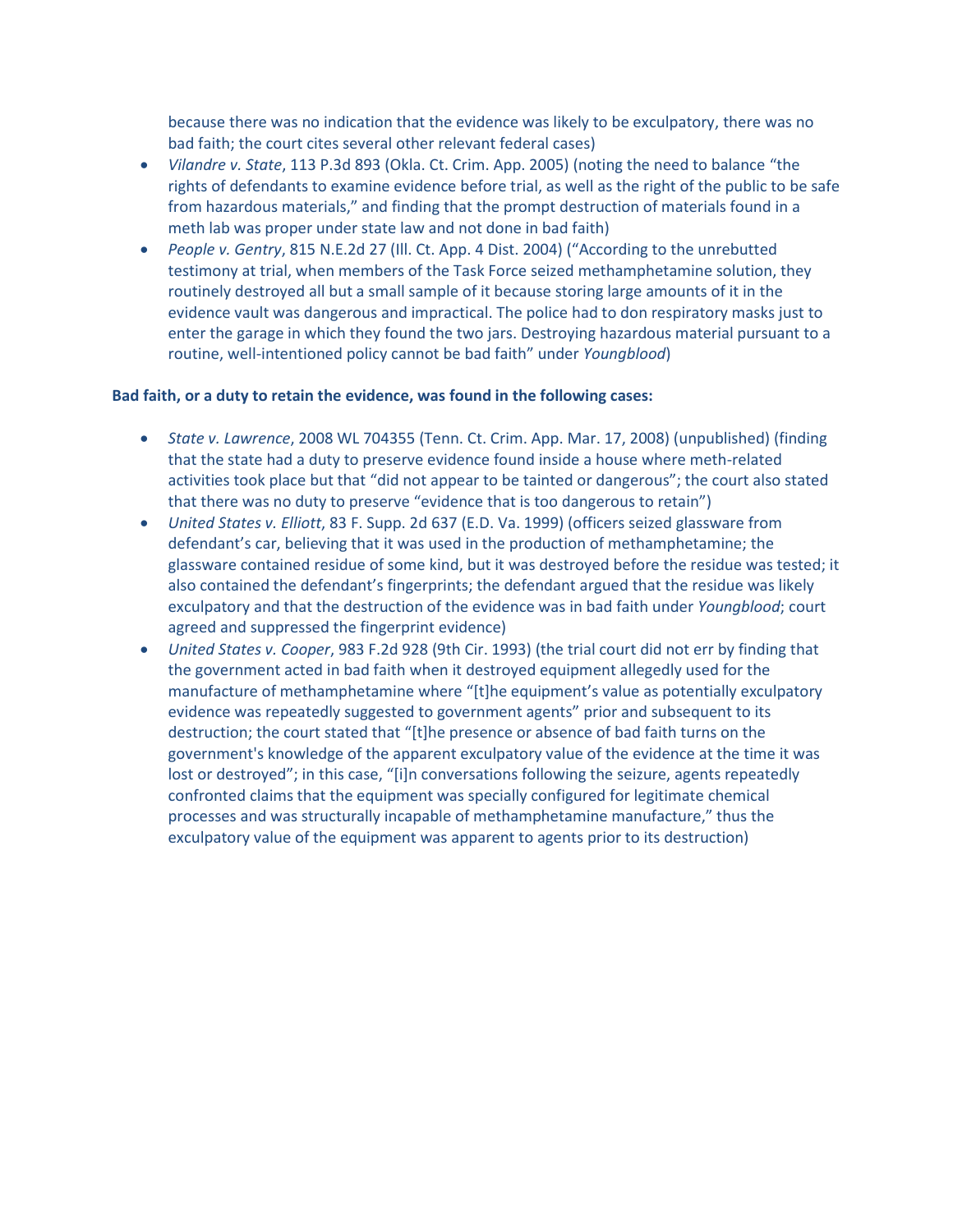because there was no indication that the evidence was likely to be exculpatory, there was no bad faith; the court cites several other relevant federal cases)

- *Vilandre v. State*, 113 P.3d 893 (Okla. Ct. Crim. App. 2005) (noting the need to balance "the rights of defendants to examine evidence before trial, as well as the right of the public to be safe from hazardous materials," and finding that the prompt destruction of materials found in a meth lab was proper under state law and not done in bad faith)
- *People v. Gentry*, 815 N.E.2d 27 (Ill. Ct. App. 4 Dist. 2004) ("According to the unrebutted testimony at trial, when members of the Task Force seized methamphetamine solution, they routinely destroyed all but a small sample of it because storing large amounts of it in the evidence vault was dangerous and impractical. The police had to don respiratory masks just to enter the garage in which they found the two jars. Destroying hazardous material pursuant to a routine, well-intentioned policy cannot be bad faith" under *Youngblood*)

**Bad faith, or a duty to retain the evidence, was found in the following cases:**

- *State v. Lawrence*, 2008 WL 704355 (Tenn. Ct. Crim. App. Mar. 17, 2008) (unpublished) (finding that the state had a duty to preserve evidence found inside a house where meth-related activities took place but that "did not appear to be tainted or dangerous"; the court also stated that there was no duty to preserve "evidence that is too dangerous to retain")
- *United States v. Elliott*, 83 F. Supp. 2d 637 (E.D. Va. 1999) (officers seized glassware from defendant's car, believing that it was used in the production of methamphetamine; the glassware contained residue of some kind, but it was destroyed before the residue was tested; it also contained the defendant's fingerprints; the defendant argued that the residue was likely exculpatory and that the destruction of the evidence was in bad faith under *Youngblood*; court agreed and suppressed the fingerprint evidence)
- *United States v. Cooper*, 983 F.2d 928 (9th Cir. 1993) (the trial court did not err by finding that the government acted in bad faith when it destroyed equipment allegedly used for the manufacture of methamphetamine where "[t]he equipment's value as potentially exculpatory evidence was repeatedly suggested to government agents" prior and subsequent to its destruction; the court stated that "[t]he presence or absence of bad faith turns on the government's knowledge of the apparent exculpatory value of the evidence at the time it was lost or destroyed"; in this case, "[i]n conversations following the seizure, agents repeatedly confronted claims that the equipment was specially configured for legitimate chemical processes and was structurally incapable of methamphetamine manufacture," thus the exculpatory value of the equipment was apparent to agents prior to its destruction)